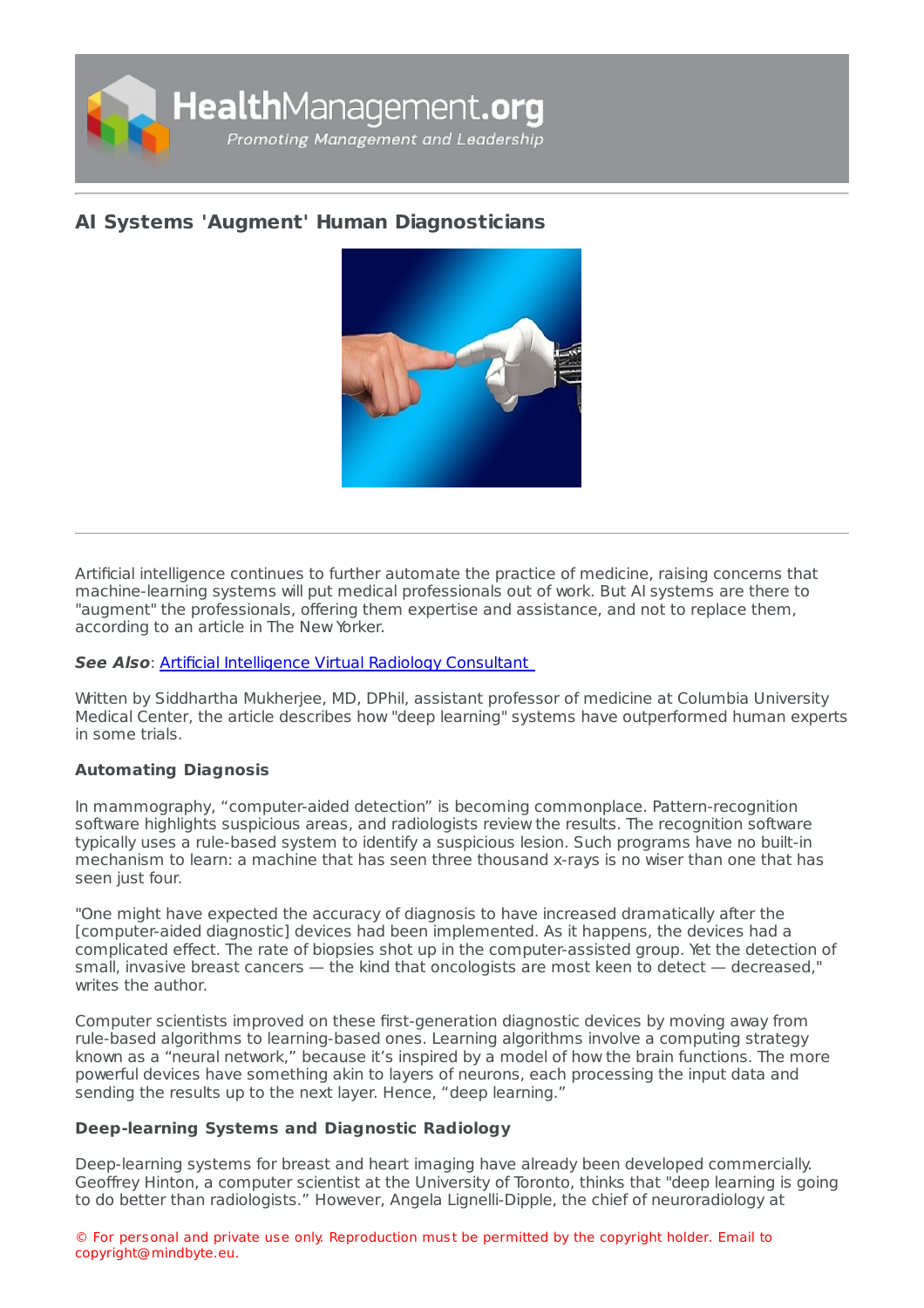# AI Systems 'Augment' Human Diagnosticians

Artificial intelligence continues to further automate the practice of medicine, raising concerns that machine-learning systems will put medical professionals out of work. But AI systems are there to "augment" the professionals, offering them expertise and assistance, and not to replace them, according to an article in The New Yorker.

***See Also***: [Artificial Intelligence Virtual Radiology Consultant](#)

Written by Siddhartha Mukherjee, MD, DPhil, assistant professor of medicine at Columbia University Medical Center, the article describes how "deep learning" systems have outperformed human experts in some trials.

**Automating Diagnosis**

In mammography, "computer-aided detection" is becoming commonplace. Pattern-recognition software highlights suspicious areas, and radiologists review the results. The recognition software typically uses a rule-based system to identify a suspicious lesion. Such programs have no built-in mechanism to learn: a machine that has seen three thousand x-rays is no wiser than one that has seen just four.

"One might have expected the accuracy of diagnosis to have increased dramatically after the [computer-aided diagnostic] devices had been implemented. As it happens, the devices had a complicated effect. The rate of biopsies shot up in the computer-assisted group. Yet the detection of small, invasive breast cancers — the kind that oncologists are most keen to detect — decreased," writes the author.

Computer scientists improved on these first-generation diagnostic devices by moving away from rule-based algorithms to learning-based ones. Learning algorithms involve a computing strategy known as a "neural network," because it's inspired by a model of how the brain functions. The more powerful devices have something akin to layers of neurons, each processing the input data and sending the results up to the next layer. Hence, "deep learning."

**Deep-learning Systems and Diagnostic Radiology**

Deep-learning systems for breast and heart imaging have already been developed commercially. Geoffrey Hinton, a computer scientist at the University of Toronto, thinks that "deep learning is going to do better than radiologists." However, Angela Lignelli-Dipple, the chief of neuroradiology at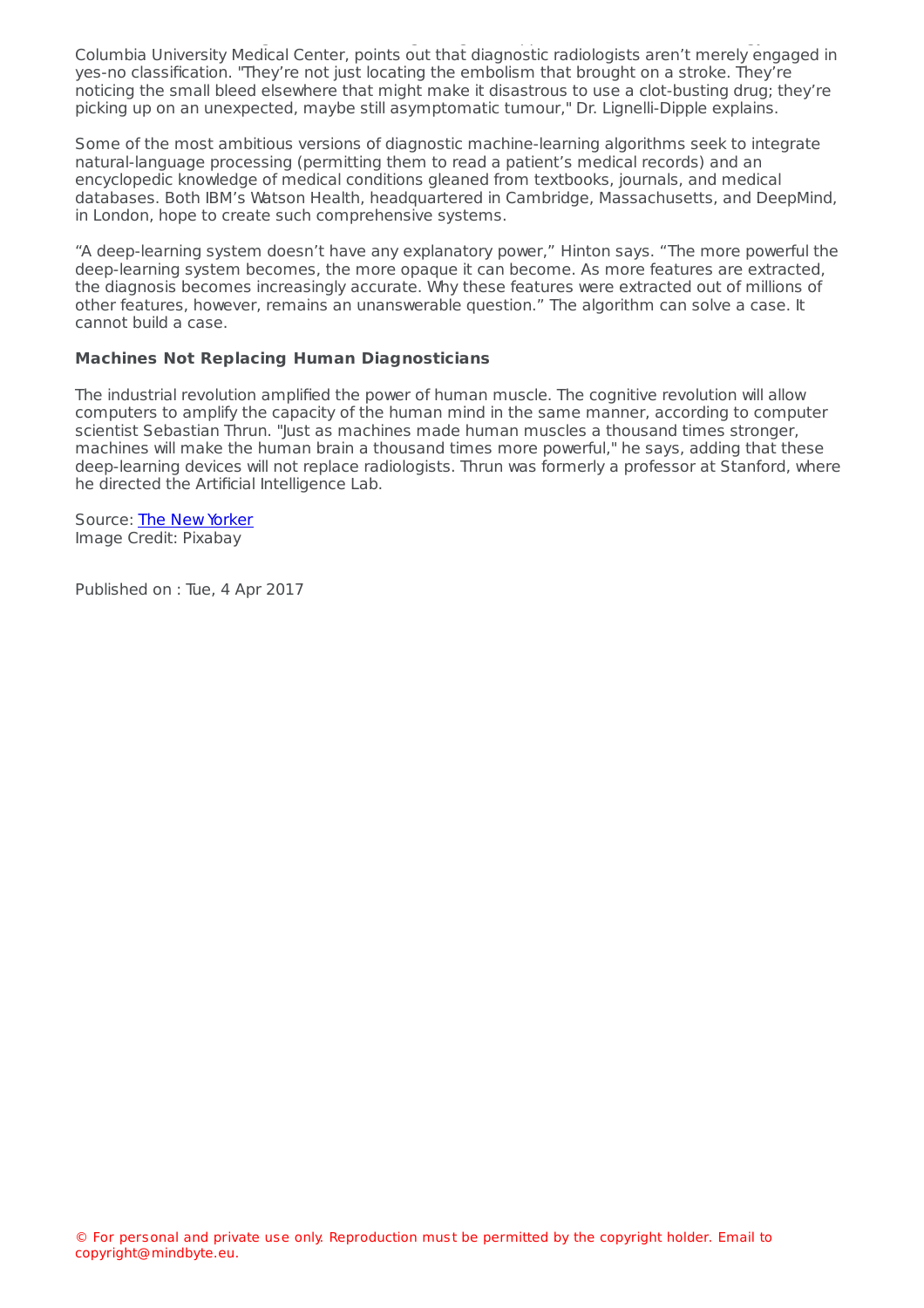Columbia University Medical Center, points out that diagnostic radiologists aren't merely engaged in yes-no classification. "They're not just locating the embolism that brought on a stroke. They're noticing the small bleed elsewhere that might make it disastrous to use a clot-busting drug; they're picking up on an unexpected, maybe still asymptomatic tumour," Dr. Lignelli-Dipple explains.

Some of the most ambitious versions of diagnostic machine-learning algorithms seek to integrate natural-language processing (permitting them to read a patient's medical records) and an encyclopedic knowledge of medical conditions gleaned from textbooks, journals, and medical databases. Both IBM's Watson Health, headquartered in Cambridge, Massachusetts, and DeepMind, in London, hope to create such comprehensive systems.

"A deep-learning system doesn't have any explanatory power," Hinton says. "The more powerful the deep-learning system becomes, the more opaque it can become. As more features are extracted, the diagnosis becomes increasingly accurate. Why these features were extracted out of millions of other features, however, remains an unanswerable question." The algorithm can solve a case. It cannot build a case.

**Machines Not Replacing Human Diagnosticians**

The industrial revolution amplified the power of human muscle. The cognitive revolution will allow computers to amplify the capacity of the human mind in the same manner, according to computer scientist Sebastian Thrun. "Just as machines made human muscles a thousand times stronger, machines will make the human brain a thousand times more powerful," he says, adding that these deep-learning devices will not replace radiologists. Thrun was formerly a professor at Stanford, where he directed the Artificial Intelligence Lab.

Source: The New Yorker
Image Credit: Pixabay

Published on : Tue, 4 Apr 2017

© For personal and private use only. Reproduction must be permitted by the copyright holder. Email to copyright@mindbyte.eu.